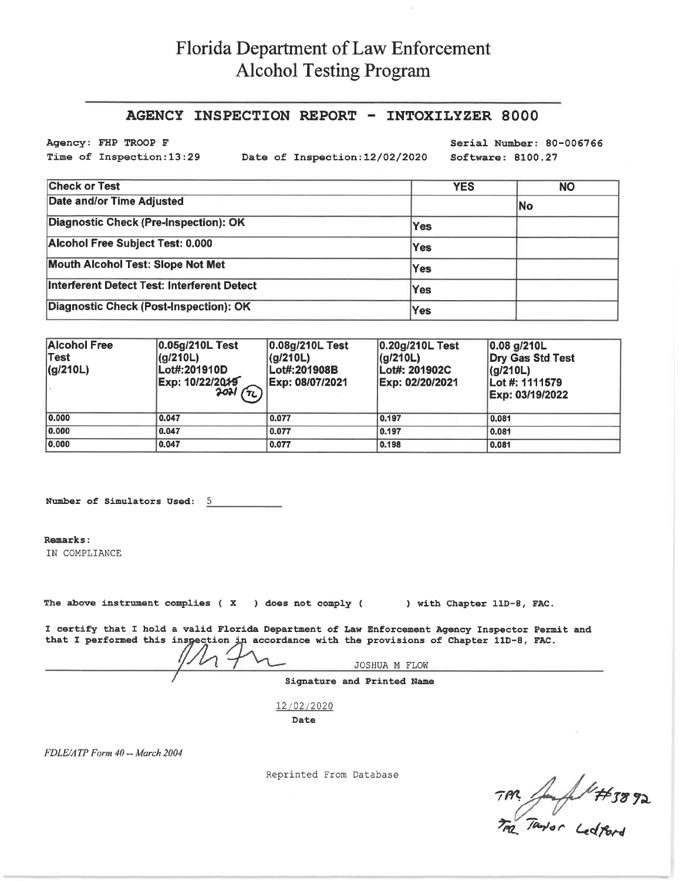# Florida Department of Law Enforcement
# Alcohol Testing Program

## AGENCY INSPECTION REPORT - INTOXILYZER 8000

Agency: FHP TROOP F
Serial Number: 80-006766
Time of Inspection: 13:29
Date of Inspection: 12/02/2020
Software: 8100.27

| Check or Test | YES | NO |
|---|---|---|
| Date and/or Time Adjusted | | No |
| Diagnostic Check (Pre-Inspection): OK | Yes | |
| Alcohol Free Subject Test: 0.000 | Yes | |
| Mouth Alcohol Test: Slope Not Met | Yes | |
| Interferent Detect Test: Interferent Detect | Yes | |
| Diagnostic Check (Post-Inspection): OK | Yes | |

| Alcohol Free Test (g/210L) | 0.05g/210L Test (g/210L) Lot#:201910D Exp: 10/22/~~2019~~ 2021 (TL) | 0.08g/210L Test (g/210L) Lot#:201908B Exp: 08/07/2021 | 0.20g/210L Test (g/210L) Lot#: 201902C Exp: 02/20/2021 | 0.08 g/210L Dry Gas Std Test (g/210L) Lot #: 1111579 Exp: 03/19/2022 |
|---|---|---|---|---|
| 0.000 | 0.047 | 0.077 | 0.197 | 0.081 |
| 0.000 | 0.047 | 0.077 | 0.197 | 0.081 |
| 0.000 | 0.047 | 0.077 | 0.198 | 0.081 |

**Number of Simulators Used:** 5

**Remarks:**
IN COMPLIANCE

The above instrument complies ( X ) does not comply ( ) with Chapter 11D-8, FAC.

I certify that I hold a valid Florida Department of Law Enforcement Agency Inspector Permit and that I performed this inspection in accordance with the provisions of Chapter 11D-8, FAC.

JOSHUA M FLOW

**Signature and Printed Name**

12/02/2020

**Date**

*FDLE/ATP Form 40 -- March 2004*

Reprinted From Database

TPR #3892
TPR Taylor Ledford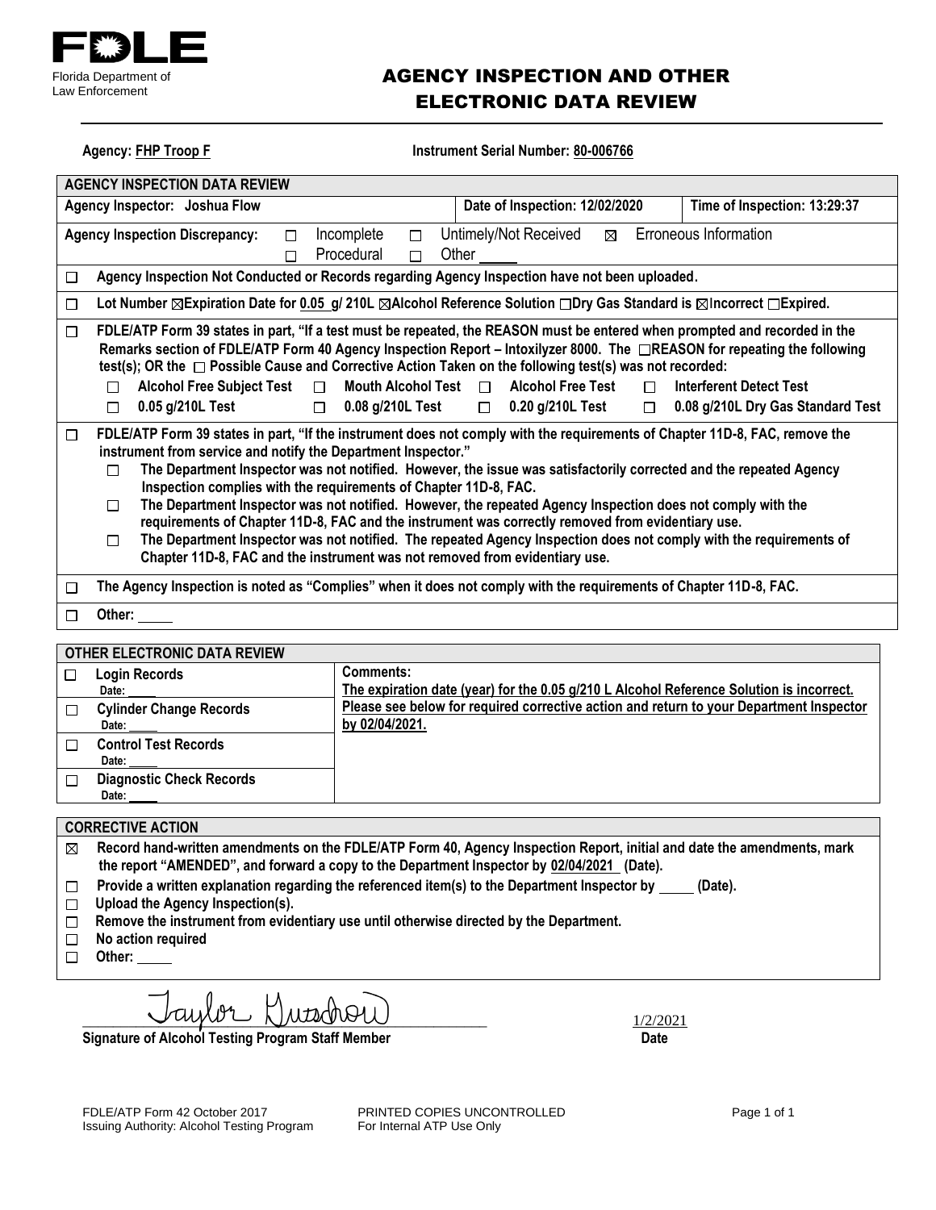FDLE

Florida Department of Law Enforcement

# AGENCY INSPECTION AND OTHER ELECTRONIC DATA REVIEW

**Agency:** FHP Troop F **Instrument Serial Number:** 80-006766

| **AGENCY INSPECTION DATA REVIEW** | | |
|---|---|---|
| **Agency Inspector: Joshua Flow** | **Date of Inspection: 12/02/2020** | **Time of Inspection: 13:29:37** |

**Agency Inspection Discrepancy:** ☐ Incomplete ☐ Untimely/Not Received ☒ Erroneous Information ☐ Procedural ☐ Other ____

☐ **Agency Inspection Not Conducted or Records regarding Agency Inspection have not been uploaded.**

☐ **Lot Number ☒Expiration Date for 0.05 g/ 210L ☒Alcohol Reference Solution ☐Dry Gas Standard is ☒Incorrect ☐Expired.**

☐ **FDLE/ATP Form 39 states in part, "If a test must be repeated, the REASON must be entered when prompted and recorded in the Remarks section of FDLE/ATP Form 40 Agency Inspection Report – Intoxilyzer 8000. The ☐REASON for repeating the following test(s); OR the ☐ Possible Cause and Corrective Action Taken on the following test(s) was not recorded:**

- ☐ **Alcohol Free Subject Test** ☐ **Mouth Alcohol Test** ☐ **Alcohol Free Test** ☐ **Interferent Detect Test**
- ☐ **0.05 g/210L Test** ☐ **0.08 g/210L Test** ☐ **0.20 g/210L Test** ☐ **0.08 g/210L Dry Gas Standard Test**

☐ **FDLE/ATP Form 39 states in part, "If the instrument does not comply with the requirements of Chapter 11D-8, FAC, remove the instrument from service and notify the Department Inspector."**

- ☐ **The Department Inspector was not notified. However, the issue was satisfactorily corrected and the repeated Agency Inspection complies with the requirements of Chapter 11D-8, FAC.**
- ☐ **The Department Inspector was not notified. However, the repeated Agency Inspection does not comply with the requirements of Chapter 11D-8, FAC and the instrument was correctly removed from evidentiary use.**
- ☐ **The Department Inspector was not notified. The repeated Agency Inspection does not comply with the requirements of Chapter 11D-8, FAC and the instrument was not removed from evidentiary use.**

☐ **The Agency Inspection is noted as "Complies" when it does not comply with the requirements of Chapter 11D-8, FAC.**

☐ **Other:** ____

| **OTHER ELECTRONIC DATA REVIEW** | |
|---|---|
| ☐ **Login Records** Date: ____ | **Comments:** The expiration date (year) for the 0.05 g/210 L Alcohol Reference Solution is incorrect. Please see below for required corrective action and return to your Department Inspector by 02/04/2021. |
| ☐ **Cylinder Change Records** Date: ____ | |
| ☐ **Control Test Records** Date: ____ | |
| ☐ **Diagnostic Check Records** Date: ____ | |

**CORRECTIVE ACTION**

- ☒ **Record hand-written amendments on the FDLE/ATP Form 40, Agency Inspection Report, initial and date the amendments, mark the report "AMENDED", and forward a copy to the Department Inspector by 02/04/2021 (Date).**
- ☐ **Provide a written explanation regarding the referenced item(s) to the Department Inspector by ____ (Date).**
- ☐ **Upload the Agency Inspection(s).**
- ☐ **Remove the instrument from evidentiary use until otherwise directed by the Department.**
- ☐ **No action required**
- ☐ **Other:** ____

Taylor Gustafson

**Signature of Alcohol Testing Program Staff Member**

1/2/2021

**Date**

FDLE/ATP Form 42 October 2017
Issuing Authority: Alcohol Testing Program

PRINTED COPIES UNCONTROLLED
For Internal ATP Use Only